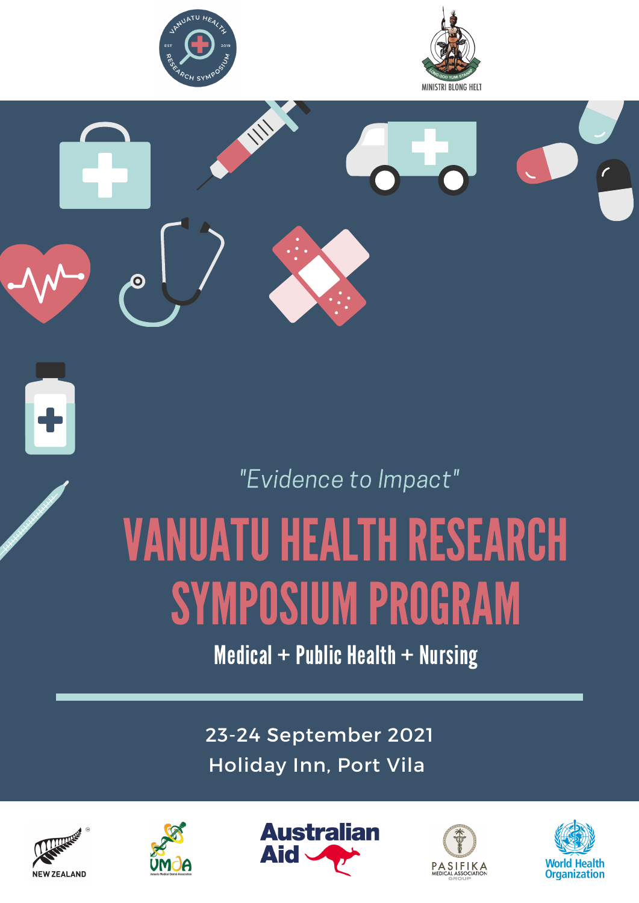*"Evidence to Impact"*

# VANUATU HEALTH RESEARCH SYMPOSIUM PROGRAM

**Medical + Public Health + Nursing**

23-24 September 2021

Holiday Inn, Port Vila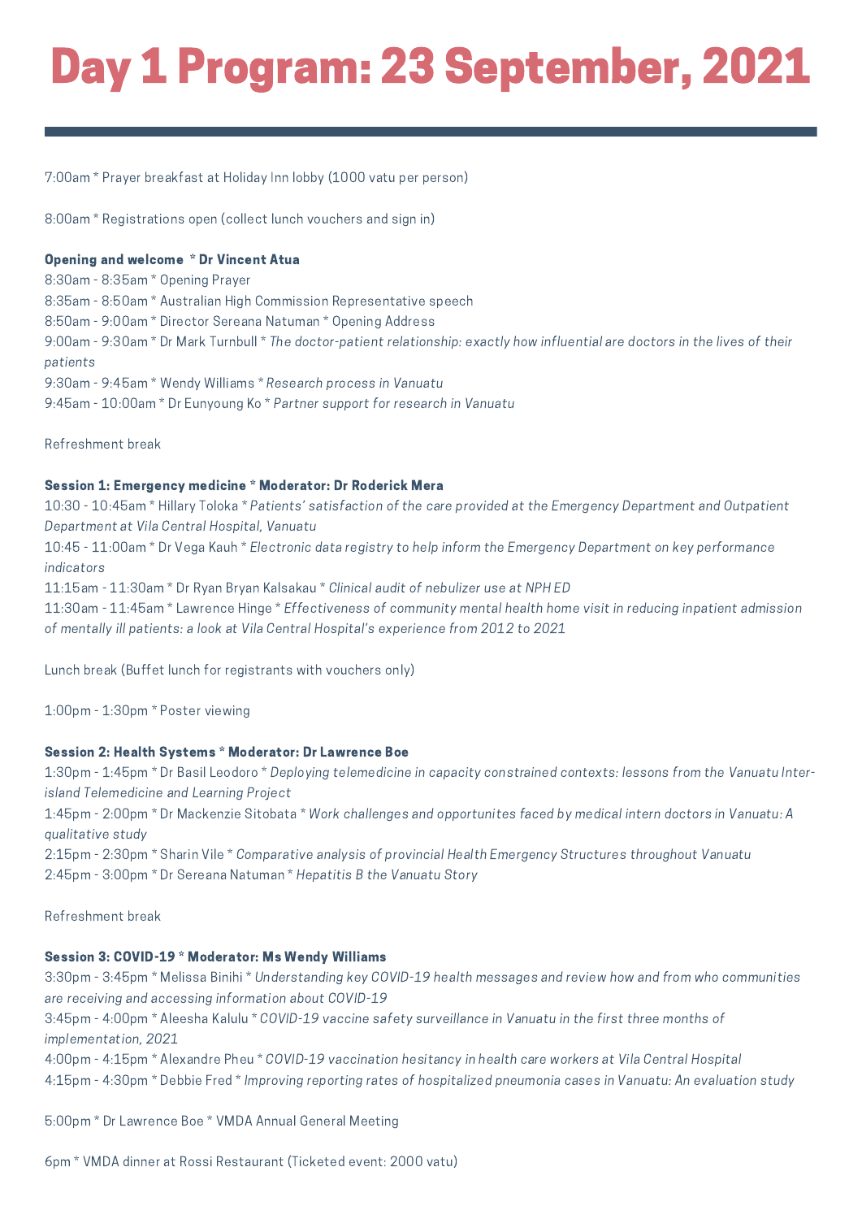# Day 1 Program: 23 September, 2021

7:00am * Prayer breakfast at Holiday Inn lobby (1000 vatu per person)

8:00am * Registrations open (collect lunch vouchers and sign in)

**Opening and welcome * Dr Vincent Atua**
8:30am - 8:35am * Opening Prayer
8:35am - 8:50am * Australian High Commission Representative speech
8:50am - 9:00am * Director Sereana Natuman * Opening Address
9:00am - 9:30am * Dr Mark Turnbull * *The doctor-patient relationship: exactly how influential are doctors in the lives of their patients*
9:30am - 9:45am * Wendy Williams * *Research process in Vanuatu*
9:45am - 10:00am * Dr Eunyoung Ko * *Partner support for research in Vanuatu*

Refreshment break

**Session 1: Emergency medicine * Moderator: Dr Roderick Mera**
10:30 - 10:45am * Hillary Toloka * *Patients' satisfaction of the care provided at the Emergency Department and Outpatient Department at Vila Central Hospital, Vanuatu*
10:45 - 11:00am * Dr Vega Kauh * *Electronic data registry to help inform the Emergency Department on key performance indicators*
11:15am - 11:30am * Dr Ryan Bryan Kalsakau * *Clinical audit of nebulizer use at NPH ED*
11:30am - 11:45am * Lawrence Hinge * *Effectiveness of community mental health home visit in reducing inpatient admission of mentally ill patients: a look at Vila Central Hospital's experience from 2012 to 2021*

Lunch break (Buffet lunch for registrants with vouchers only)

1:00pm - 1:30pm * Poster viewing

**Session 2: Health Systems * Moderator: Dr Lawrence Boe**
1:30pm - 1:45pm * Dr Basil Leodoro * *Deploying telemedicine in capacity constrained contexts: lessons from the Vanuatu Inter-island Telemedicine and Learning Project*
1:45pm - 2:00pm * Dr Mackenzie Sitobata * *Work challenges and opportunites faced by medical intern doctors in Vanuatu: A qualitative study*
2:15pm - 2:30pm * Sharin Vile * *Comparative analysis of provincial Health Emergency Structures throughout Vanuatu*
2:45pm - 3:00pm * Dr Sereana Natuman * *Hepatitis B the Vanuatu Story*

Refreshment break

**Session 3: COVID-19 * Moderator: Ms Wendy Williams**
3:30pm - 3:45pm * Melissa Binihi * *Understanding key COVID-19 health messages and review how and from who communities are receiving and accessing information about COVID-19*
3:45pm - 4:00pm * Aleesha Kalulu * *COVID-19 vaccine safety surveillance in Vanuatu in the first three months of implementation, 2021*
4:00pm - 4:15pm * Alexandre Pheu * *COVID-19 vaccination hesitancy in health care workers at Vila Central Hospital*
4:15pm - 4:30pm * Debbie Fred * *Improving reporting rates of hospitalized pneumonia cases in Vanuatu: An evaluation study*

5:00pm * Dr Lawrence Boe * VMDA Annual General Meeting

6pm * VMDA dinner at Rossi Restaurant (Ticketed event: 2000 vatu)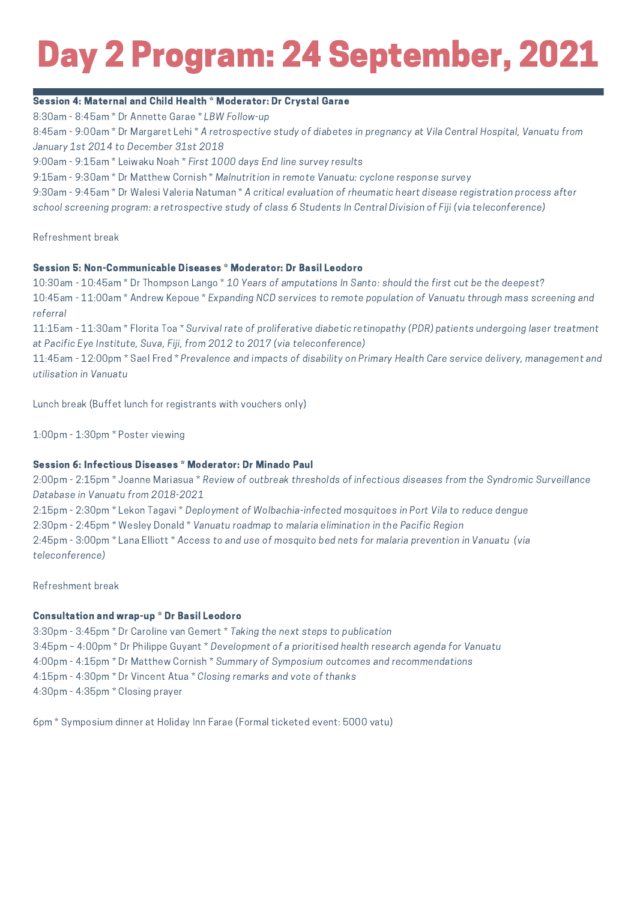# Day 2 Program: 24 September, 2021

**Session 4: Maternal and Child Health * Moderator: Dr Crystal Garae**

8:30am - 8:45am * Dr Annette Garae * *LBW Follow-up*

8:45am - 9:00am * Dr Margaret Lehi * *A retrospective study of diabetes in pregnancy at Vila Central Hospital, Vanuatu from January 1st 2014 to December 31st 2018*

9:00am - 9:15am * Leiwaku Noah * *First 1000 days End line survey results*

9:15am - 9:30am * Dr Matthew Cornish * *Malnutrition in remote Vanuatu: cyclone response survey*

9:30am - 9:45am * Dr Walesi Valeria Natuman * *A critical evaluation of rheumatic heart disease registration process after school screening program: a retrospective study of class 6 Students In Central Division of Fiji (via teleconference)*

Refreshment break

**Session 5: Non-Communicable Diseases * Moderator: Dr Basil Leodoro**

10:30am - 10:45am * Dr Thompson Lango * *10 Years of amputations In Santo: should the first cut be the deepest?*

10:45am - 11:00am * Andrew Kepoue * *Expanding NCD services to remote population of Vanuatu through mass screening and referral*

11:15am - 11:30am * Florita Toa * *Survival rate of proliferative diabetic retinopathy (PDR) patients undergoing laser treatment at Pacific Eye Institute, Suva, Fiji, from 2012 to 2017 (via teleconference)*

11:45am - 12:00pm * Sael Fred * *Prevalence and impacts of disability on Primary Health Care service delivery, management and utilisation in Vanuatu*

Lunch break (Buffet lunch for registrants with vouchers only)

1:00pm - 1:30pm * Poster viewing

**Session 6: Infectious Diseases * Moderator: Dr Minado Paul**

2:00pm - 2:15pm * Joanne Mariasua * *Review of outbreak thresholds of infectious diseases from the Syndromic Surveillance Database in Vanuatu from 2018-2021*

2:15pm - 2:30pm * Lekon Tagavi * *Deployment of Wolbachia-infected mosquitoes in Port Vila to reduce dengue*

2:30pm - 2:45pm * Wesley Donald * *Vanuatu roadmap to malaria elimination in the Pacific Region*

2:45pm - 3:00pm * Lana Elliott * *Access to and use of mosquito bed nets for malaria prevention in Vanuatu (via teleconference)*

Refreshment break

**Consultation and wrap-up * Dr Basil Leodoro**

3:30pm - 3:45pm * Dr Caroline van Gemert * *Taking the next steps to publication*

3:45pm – 4:00pm * Dr Philippe Guyant * *Development of a prioritised health research agenda for Vanuatu*

4:00pm - 4:15pm * Dr Matthew Cornish * *Summary of Symposium outcomes and recommendations*

4:15pm - 4:30pm * Dr Vincent Atua * *Closing remarks and vote of thanks*

4:30pm - 4:35pm * Closing prayer

6pm * Symposium dinner at Holiday Inn Farae (Formal ticketed event: 5000 vatu)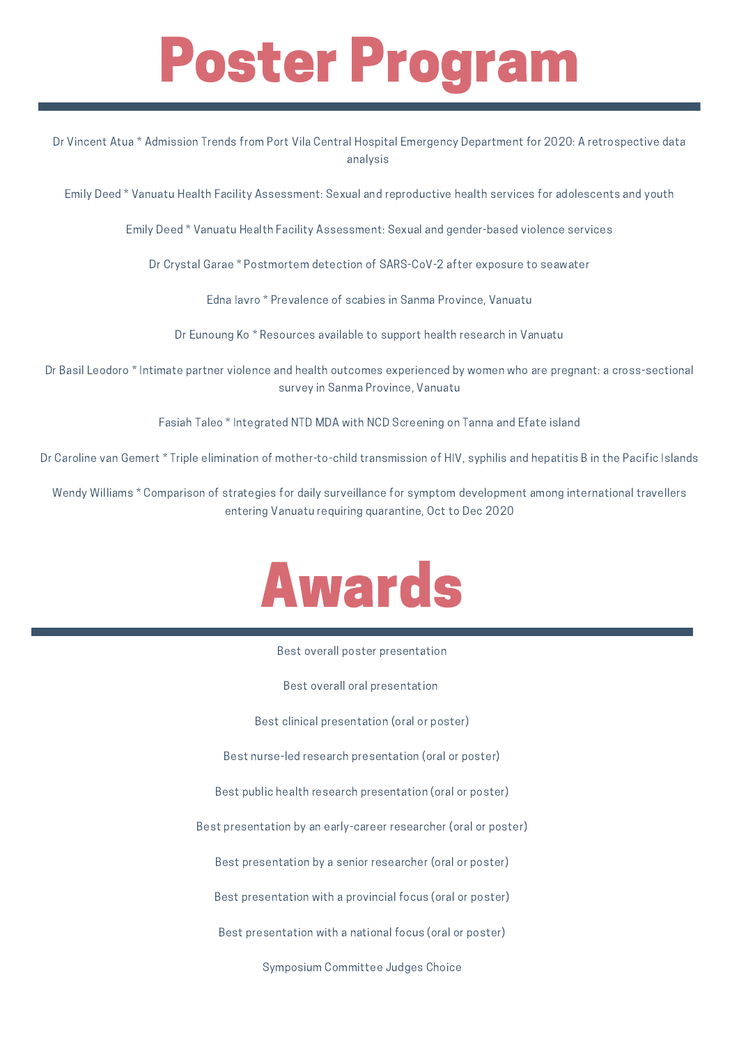# Poster Program

Dr Vincent Atua * Admission Trends from Port Vila Central Hospital Emergency Department for 2020: A retrospective data analysis

Emily Deed * Vanuatu Health Facility Assessment: Sexual and reproductive health services for adolescents and youth

Emily Deed * Vanuatu Health Facility Assessment: Sexual and gender-based violence services

Dr Crystal Garae * Postmortem detection of SARS-CoV-2 after exposure to seawater

Edna Iavro * Prevalence of scabies in Sanma Province, Vanuatu

Dr Eunoung Ko * Resources available to support health research in Vanuatu

Dr Basil Leodoro * Intimate partner violence and health outcomes experienced by women who are pregnant: a cross-sectional survey in Sanma Province, Vanuatu

Fasiah Taleo * Integrated NTD MDA with NCD Screening on Tanna and Efate island

Dr Caroline van Gemert * Triple elimination of mother-to-child transmission of HIV, syphilis and hepatitis B in the Pacific Islands

Wendy Williams * Comparison of strategies for daily surveillance for symptom development among international travellers entering Vanuatu requiring quarantine, Oct to Dec 2020

# Awards

Best overall poster presentation

Best overall oral presentation

Best clinical presentation (oral or poster)

Best nurse-led research presentation (oral or poster)

Best public health research presentation (oral or poster)

Best presentation by an early-career researcher (oral or poster)

Best presentation by a senior researcher (oral or poster)

Best presentation with a provincial focus (oral or poster)

Best presentation with a national focus (oral or poster)

Symposium Committee Judges Choice